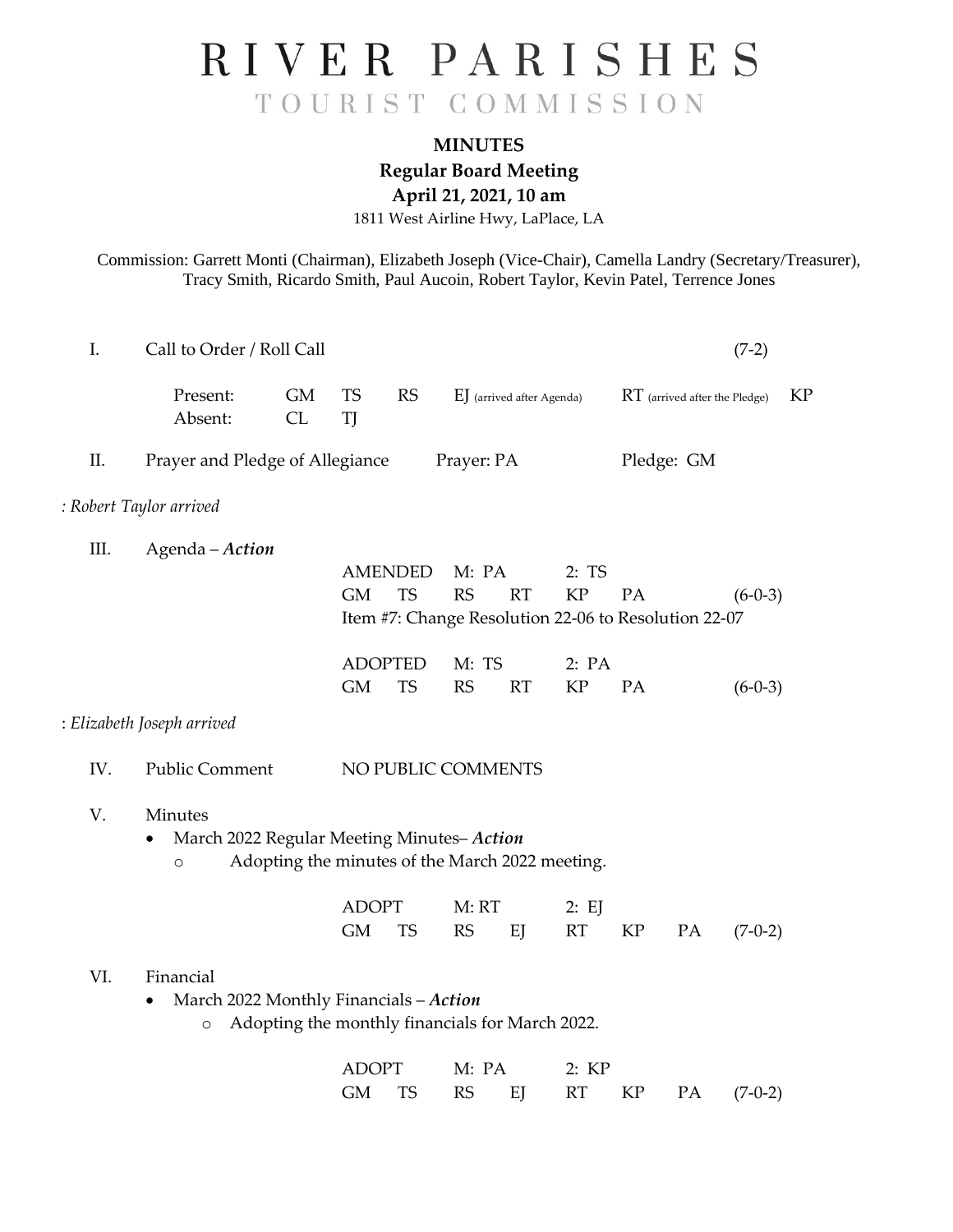# RIVER PARISHES

## TOURIST COMMISSION

**MINUTES**

**Regular Board Meeting**

**April 21, 2021, 10 am**

1811 West Airline Hwy, LaPlace, LA

Commission: Garrett Monti (Chairman), Elizabeth Joseph (Vice-Chair), Camella Landry (Secretary/Treasurer), Tracy Smith, Ricardo Smith, Paul Aucoin, Robert Taylor, Kevin Patel, Terrence Jones

I. Call to Order / Roll Call (7-2)

Present: GM TS RS EJ (arrived after Agenda) RT (arrived after the Pledge) KP

Absent: CL TJ

II. Prayer and Pledge of Allegiance    Prayer: PA    Pledge: GM

*: Robert Taylor arrived*

III. Agenda – ***Action***

AMENDED M: PA 2: TS

GM TS RS RT KP PA (6-0-3)

Item #7: Change Resolution 22-06 to Resolution 22-07

ADOPTED M: TS 2: PA

GM TS RS RT KP PA (6-0-3)

: *Elizabeth Joseph arrived*

IV. Public Comment    NO PUBLIC COMMENTS

V. Minutes

- March 2022 Regular Meeting Minutes– ***Action***
  - Adopting the minutes of the March 2022 meeting.

ADOPT M: RT 2: EJ

GM TS RS EJ RT KP PA (7-0-2)

VI. Financial

- March 2022 Monthly Financials – ***Action***
  - Adopting the monthly financials for March 2022.

ADOPT M: PA 2: KP

GM TS RS EJ RT KP PA (7-0-2)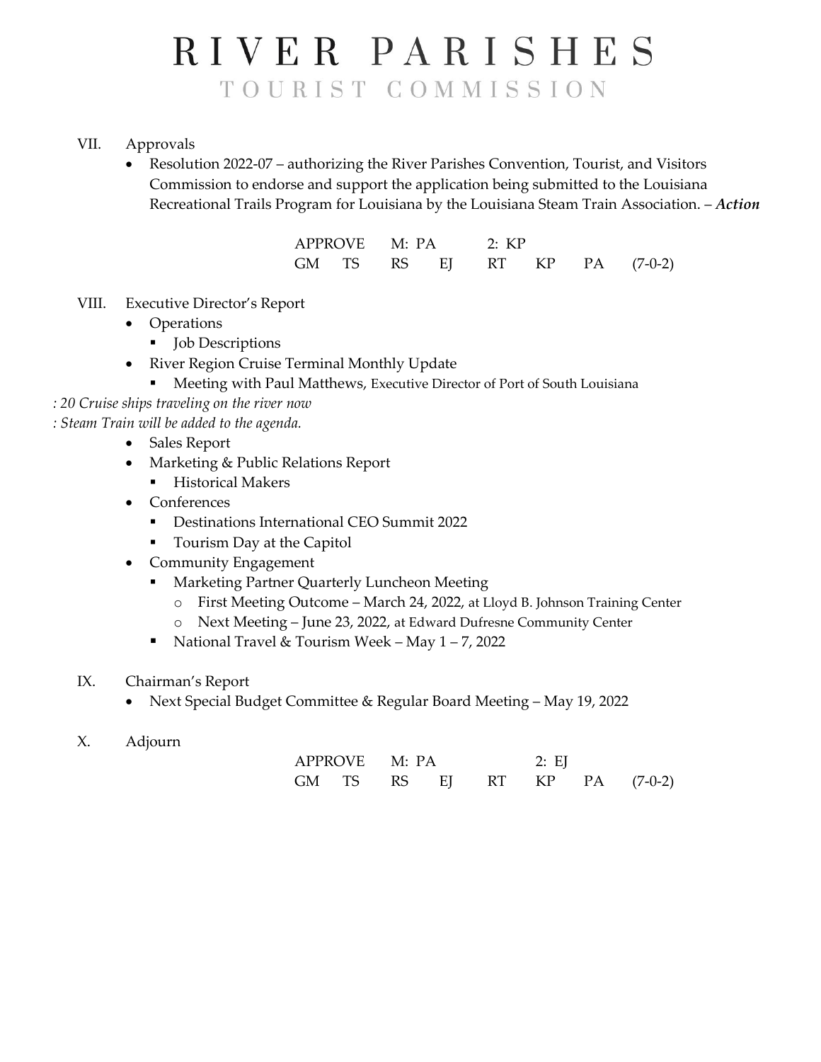# RIVER PARISHES

## TOURIST COMMISSION

VII. Approvals

- Resolution 2022-07 – authorizing the River Parishes Convention, Tourist, and Visitors Commission to endorse and support the application being submitted to the Louisiana Recreational Trails Program for Louisiana by the Louisiana Steam Train Association. – ***Action***

| | | | | | | | |
|---|---|---|---|---|---|---|---|
| APPROVE | | M: PA | | 2: KP | | | |
| GM | TS | RS | EJ | RT | KP | PA | (7-0-2) |

VIII. Executive Director's Report

- Operations
  - Job Descriptions
- River Region Cruise Terminal Monthly Update
  - Meeting with Paul Matthews, Executive Director of Port of South Louisiana

*: 20 Cruise ships traveling on the river now*

*: Steam Train will be added to the agenda.*

- Sales Report
- Marketing & Public Relations Report
  - Historical Makers
- Conferences
  - Destinations International CEO Summit 2022
  - Tourism Day at the Capitol
- Community Engagement
  - Marketing Partner Quarterly Luncheon Meeting
    - First Meeting Outcome – March 24, 2022, at Lloyd B. Johnson Training Center
    - Next Meeting – June 23, 2022, at Edward Dufresne Community Center
  - National Travel & Tourism Week – May 1 – 7, 2022

IX. Chairman's Report

- Next Special Budget Committee & Regular Board Meeting – May 19, 2022

X. Adjourn

| | | | | | | | |
|---|---|---|---|---|---|---|---|
| APPROVE | | M: PA | | | 2: EJ | | |
| GM | TS | RS | EJ | RT | KP | PA | (7-0-2) |